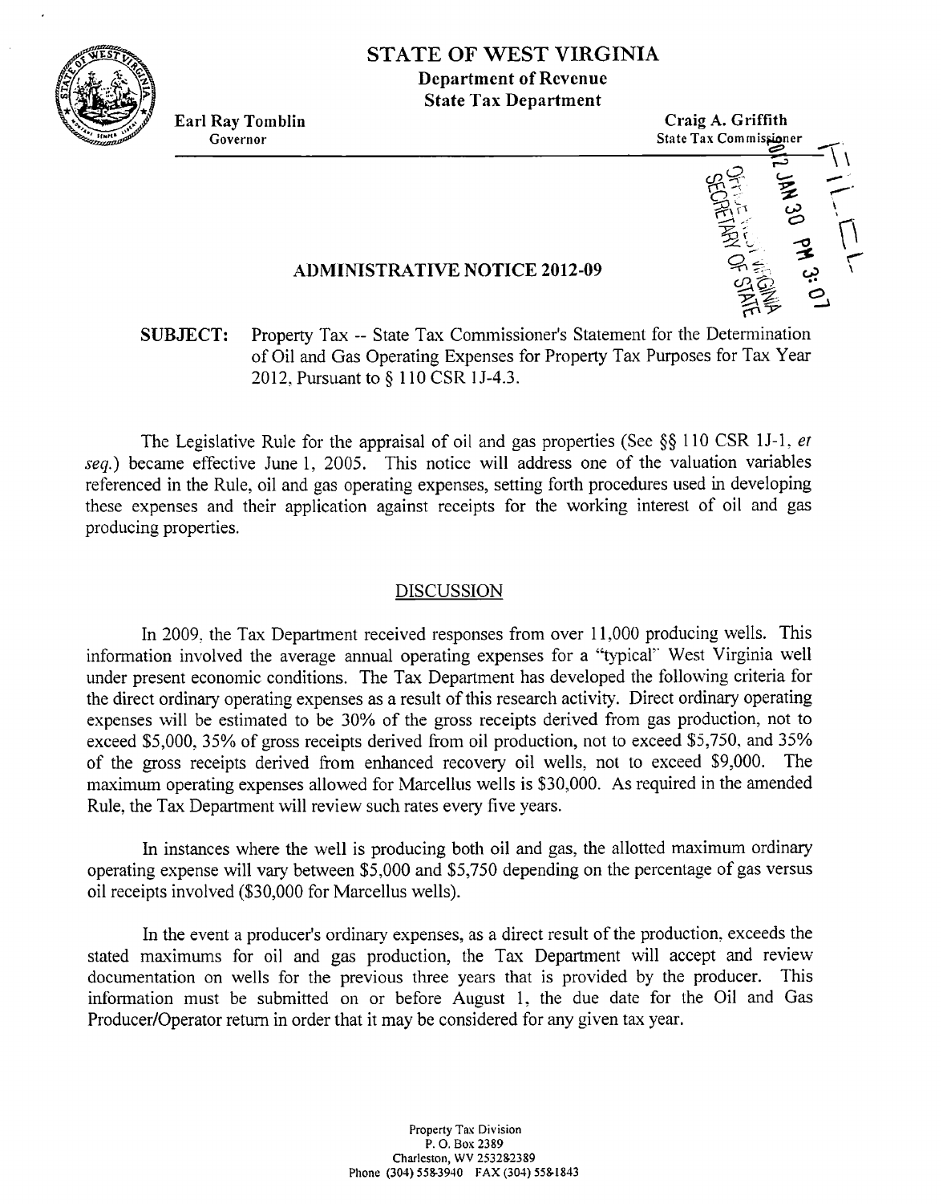# STATE OF WEST VIRGINIA

**Department of Revenue**
**State Tax Department**

**Earl Ray Tomblin**
Governor

**Craig A. Griffith**
State Tax Commissioner

FILED
2012 JAN 30 PM 3:07
OFFICE WEST VIRGINIA
SECRETARY OF STATE

## ADMINISTRATIVE NOTICE 2012-09

**SUBJECT:** Property Tax -- State Tax Commissioner's Statement for the Determination of Oil and Gas Operating Expenses for Property Tax Purposes for Tax Year 2012, Pursuant to § 110 CSR 1J-4.3.

The Legislative Rule for the appraisal of oil and gas properties (See §§ 110 CSR 1J-1, *et seq.*) became effective June 1, 2005. This notice will address one of the valuation variables referenced in the Rule, oil and gas operating expenses, setting forth procedures used in developing these expenses and their application against receipts for the working interest of oil and gas producing properties.

### DISCUSSION

In 2009, the Tax Department received responses from over 11,000 producing wells. This information involved the average annual operating expenses for a "typical" West Virginia well under present economic conditions. The Tax Department has developed the following criteria for the direct ordinary operating expenses as a result of this research activity. Direct ordinary operating expenses will be estimated to be 30% of the gross receipts derived from gas production, not to exceed $5,000, 35% of gross receipts derived from oil production, not to exceed $5,750, and 35% of the gross receipts derived from enhanced recovery oil wells, not to exceed $9,000. The maximum operating expenses allowed for Marcellus wells is $30,000. As required in the amended Rule, the Tax Department will review such rates every five years.

In instances where the well is producing both oil and gas, the allotted maximum ordinary operating expense will vary between $5,000 and $5,750 depending on the percentage of gas versus oil receipts involved ($30,000 for Marcellus wells).

In the event a producer's ordinary expenses, as a direct result of the production, exceeds the stated maximums for oil and gas production, the Tax Department will accept and review documentation on wells for the previous three years that is provided by the producer. This information must be submitted on or before August 1, the due date for the Oil and Gas Producer/Operator return in order that it may be considered for any given tax year.

Property Tax Division
P. O. Box 2389
Charleston, WV 25328-2389
Phone (304) 558-3940 FAX (304) 558-1843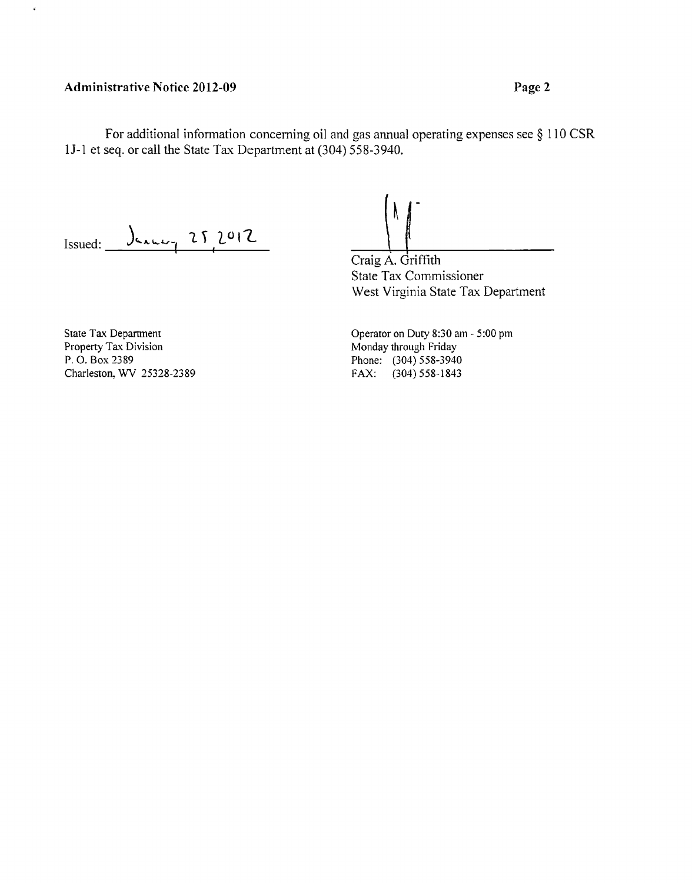For additional information concerning oil and gas annual operating expenses see § 110 CSR 1J-1 et seq. or call the State Tax Department at (304) 558-3940.

Issued: January 25, 2012

Craig A. Griffith
State Tax Commissioner
West Virginia State Tax Department

State Tax Department
Property Tax Division
P. O. Box 2389
Charleston, WV 25328-2389

Operator on Duty 8:30 am - 5:00 pm
Monday through Friday
Phone: (304) 558-3940
FAX: (304) 558-1843